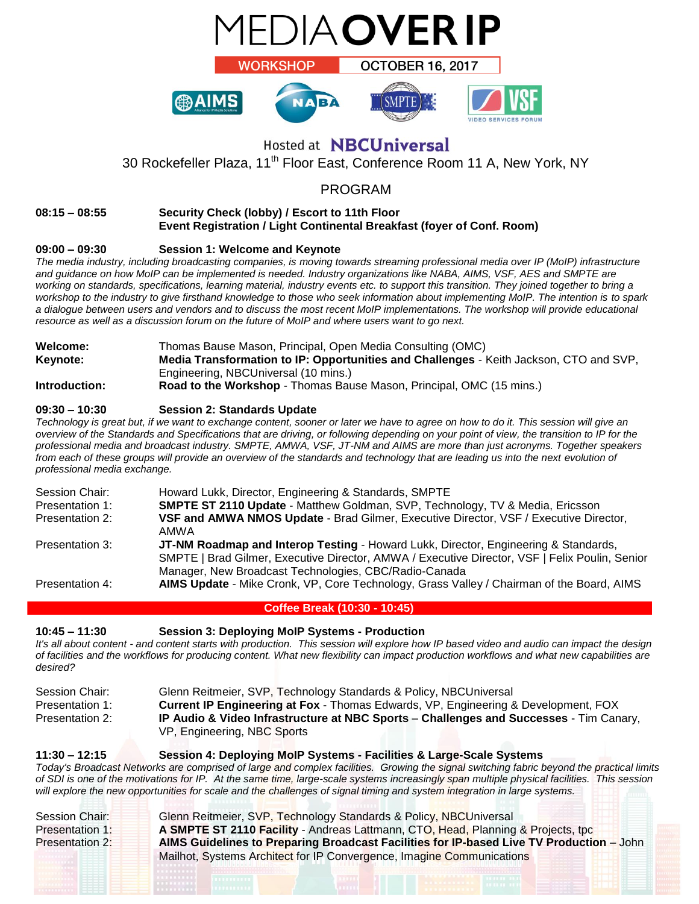# MEDIA OVER IP

**WORKSHOP** OCTOBER 16, 2017

AIMS · NABA · SMPTE · VSF VIDEO SERVICES FORUM

Hosted at **NBCUniversal**

30 Rockefeller Plaza, 11th Floor East, Conference Room 11 A, New York, NY

## PROGRAM

**08:15 – 08:55** **Security Check (lobby) / Escort to 11th Floor**
**Event Registration / Light Continental Breakfast (foyer of Conf. Room)**

### 09:00 – 09:30 Session 1: Welcome and Keynote

*The media industry, including broadcasting companies, is moving towards streaming professional media over IP (MoIP) infrastructure and guidance on how MoIP can be implemented is needed. Industry organizations like NABA, AIMS, VSF, AES and SMPTE are working on standards, specifications, learning material, industry events etc. to support this transition. They joined together to bring a workshop to the industry to give firsthand knowledge to those who seek information about implementing MoIP. The intention is to spark a dialogue between users and vendors and to discuss the most recent MoIP implementations. The workshop will provide educational resource as well as a discussion forum on the future of MoIP and where users want to go next.*

**Welcome:** Thomas Bause Mason, Principal, Open Media Consulting (OMC)
**Keynote:** **Media Transformation to IP: Opportunities and Challenges** - Keith Jackson, CTO and SVP, Engineering, NBCUniversal (10 mins.)
**Introduction:** **Road to the Workshop** - Thomas Bause Mason, Principal, OMC (15 mins.)

### 09:30 – 10:30 Session 2: Standards Update

*Technology is great but, if we want to exchange content, sooner or later we have to agree on how to do it. This session will give an overview of the Standards and Specifications that are driving, or following depending on your point of view, the transition to IP for the professional media and broadcast industry. SMPTE, AMWA, VSF, JT-NM and AIMS are more than just acronyms. Together speakers from each of these groups will provide an overview of the standards and technology that are leading us into the next evolution of professional media exchange.*

Session Chair: Howard Lukk, Director, Engineering & Standards, SMPTE
Presentation 1: **SMPTE ST 2110 Update** - Matthew Goldman, SVP, Technology, TV & Media, Ericsson
Presentation 2: **VSF and AMWA NMOS Update** - Brad Gilmer, Executive Director, VSF / Executive Director, AMWA
Presentation 3: **JT-NM Roadmap and Interop Testing** - Howard Lukk, Director, Engineering & Standards, SMPTE | Brad Gilmer, Executive Director, AMWA / Executive Director, VSF | Felix Poulin, Senior Manager, New Broadcast Technologies, CBC/Radio-Canada
Presentation 4: **AIMS Update** - Mike Cronk, VP, Core Technology, Grass Valley / Chairman of the Board, AIMS

**Coffee Break (10:30 - 10:45)**

### 10:45 – 11:30 Session 3: Deploying MoIP Systems - Production

*It's all about content - and content starts with production. This session will explore how IP based video and audio can impact the design of facilities and the workflows for producing content. What new flexibility can impact production workflows and what new capabilities are desired?*

Session Chair: Glenn Reitmeier, SVP, Technology Standards & Policy, NBCUniversal
Presentation 1: **Current IP Engineering at Fox** - Thomas Edwards, VP, Engineering & Development, FOX
Presentation 2: **IP Audio & Video Infrastructure at NBC Sports** – **Challenges and Successes** - Tim Canary, VP, Engineering, NBC Sports

### 11:30 – 12:15 Session 4: Deploying MoIP Systems - Facilities & Large-Scale Systems

*Today's Broadcast Networks are comprised of large and complex facilities. Growing the signal switching fabric beyond the practical limits of SDI is one of the motivations for IP. At the same time, large-scale systems increasingly span multiple physical facilities. This session will explore the new opportunities for scale and the challenges of signal timing and system integration in large systems.*

Session Chair: Glenn Reitmeier, SVP, Technology Standards & Policy, NBCUniversal
Presentation 1: **A SMPTE ST 2110 Facility** - Andreas Lattmann, CTO, Head, Planning & Projects, tpc
Presentation 2: **AIMS Guidelines to Preparing Broadcast Facilities for IP-based Live TV Production** – John Mailhot, Systems Architect for IP Convergence, Imagine Communications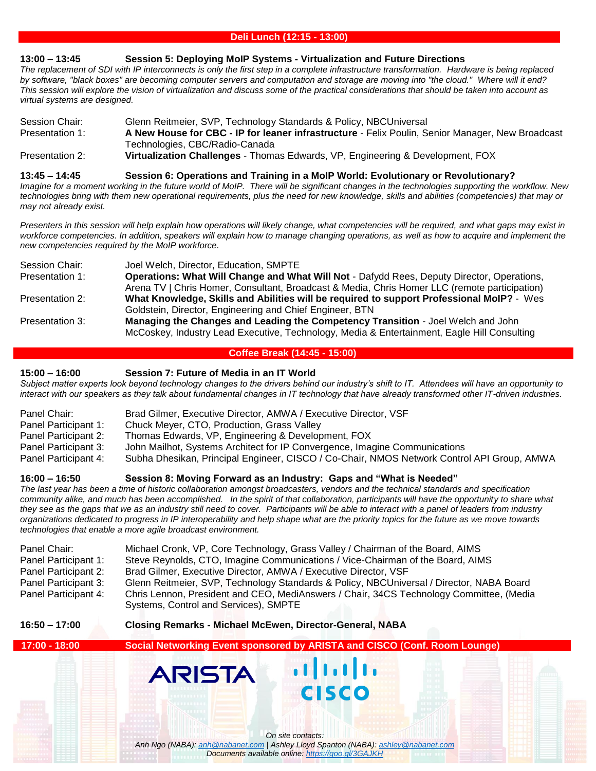**Deli Lunch (12:15 - 13:00)**

### 13:00 – 13:45 Session 5: Deploying MoIP Systems - Virtualization and Future Directions

*The replacement of SDI with IP interconnects is only the first step in a complete infrastructure transformation. Hardware is being replaced by software, "black boxes" are becoming computer servers and computation and storage are moving into "the cloud." Where will it end? This session will explore the vision of virtualization and discuss some of the practical considerations that should be taken into account as virtual systems are designed.*

| | |
|---|---|
| Session Chair: | Glenn Reitmeier, SVP, Technology Standards & Policy, NBCUniversal |
| Presentation 1: | **A New House for CBC - IP for leaner infrastructure** - Felix Poulin, Senior Manager, New Broadcast Technologies, CBC/Radio-Canada |
| Presentation 2: | **Virtualization Challenges** - Thomas Edwards, VP, Engineering & Development, FOX |

### 13:45 – 14:45 Session 6: Operations and Training in a MoIP World: Evolutionary or Revolutionary?

*Imagine for a moment working in the future world of MoIP. There will be significant changes in the technologies supporting the workflow. New technologies bring with them new operational requirements, plus the need for new knowledge, skills and abilities (competencies) that may or may not already exist.*

*Presenters in this session will help explain how operations will likely change, what competencies will be required, and what gaps may exist in workforce competencies. In addition, speakers will explain how to manage changing operations, as well as how to acquire and implement the new competencies required by the MoIP workforce.*

| | |
|---|---|
| Session Chair: | Joel Welch, Director, Education, SMPTE |
| Presentation 1: | **Operations: What Will Change and What Will Not** - Dafydd Rees, Deputy Director, Operations, Arena TV \| Chris Homer, Consultant, Broadcast & Media, Chris Homer LLC (remote participation) |
| Presentation 2: | **What Knowledge, Skills and Abilities will be required to support Professional MoIP?** - Wes Goldstein, Director, Engineering and Chief Engineer, BTN |
| Presentation 3: | **Managing the Changes and Leading the Competency Transition** - Joel Welch and John McCoskey, Industry Lead Executive, Technology, Media & Entertainment, Eagle Hill Consulting |

**Coffee Break (14:45 - 15:00)**

### 15:00 – 16:00 Session 7: Future of Media in an IT World

*Subject matter experts look beyond technology changes to the drivers behind our industry's shift to IT. Attendees will have an opportunity to interact with our speakers as they talk about fundamental changes in IT technology that have already transformed other IT-driven industries.*

| | |
|---|---|
| Panel Chair: | Brad Gilmer, Executive Director, AMWA / Executive Director, VSF |
| Panel Participant 1: | Chuck Meyer, CTO, Production, Grass Valley |
| Panel Participant 2: | Thomas Edwards, VP, Engineering & Development, FOX |
| Panel Participant 3: | John Mailhot, Systems Architect for IP Convergence, Imagine Communications |
| Panel Participant 4: | Subha Dhesikan, Principal Engineer, CISCO / Co-Chair, NMOS Network Control API Group, AMWA |

### 16:00 – 16:50 Session 8: Moving Forward as an Industry: Gaps and "What is Needed"

*The last year has been a time of historic collaboration amongst broadcasters, vendors and the technical standards and specification community alike, and much has been accomplished. In the spirit of that collaboration, participants will have the opportunity to share what they see as the gaps that we as an industry still need to cover. Participants will be able to interact with a panel of leaders from industry organizations dedicated to progress in IP interoperability and help shape what are the priority topics for the future as we move towards technologies that enable a more agile broadcast environment.*

| | |
|---|---|
| Panel Chair: | Michael Cronk, VP, Core Technology, Grass Valley / Chairman of the Board, AIMS |
| Panel Participant 1: | Steve Reynolds, CTO, Imagine Communications / Vice-Chairman of the Board, AIMS |
| Panel Participant 2: | Brad Gilmer, Executive Director, AMWA / Executive Director, VSF |
| Panel Participant 3: | Glenn Reitmeier, SVP, Technology Standards & Policy, NBCUniversal / Director, NABA Board |
| Panel Participant 4: | Chris Lennon, President and CEO, MediAnswers / Chair, 34CS Technology Committee, (Media Systems, Control and Services), SMPTE |

### 16:50 – 17:00 Closing Remarks - Michael McEwen, Director-General, NABA

**17:00 - 18:00 Social Networking Event sponsored by ARISTA and CISCO (Conf. Room Lounge)**

ARISTA CISCO

*On site contacts:*
*Anh Ngo (NABA): anh@nabanet.com | Ashley Lloyd Spanton (NABA): ashley@nabanet.com*
*Documents available online: https://goo.gl/3GAJKH*